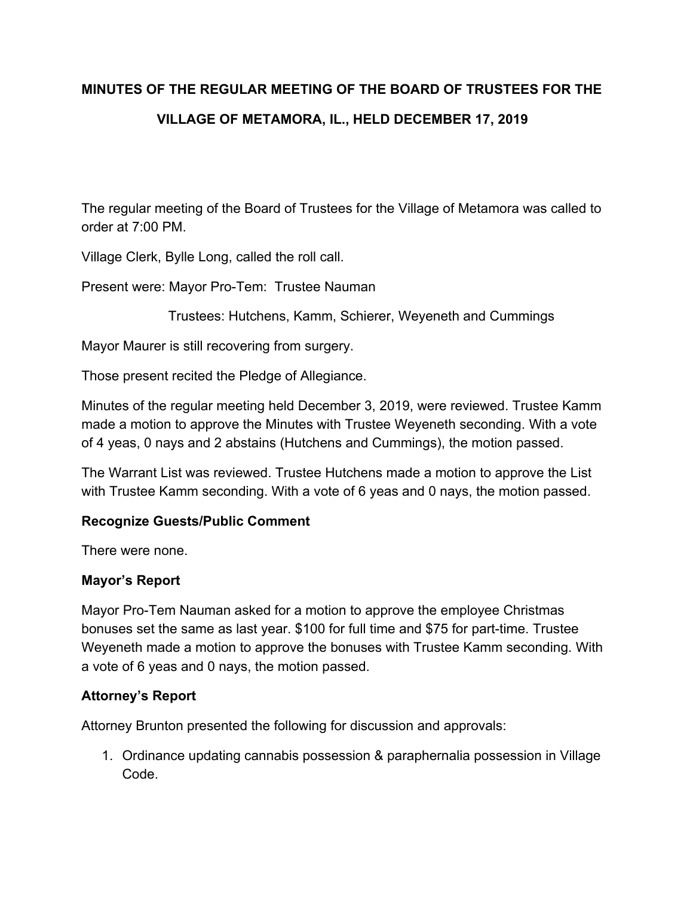# MINUTES OF THE REGULAR MEETING OF THE BOARD OF TRUSTEES FOR THE VILLAGE OF METAMORA, IL., HELD DECEMBER 17, 2019

The regular meeting of the Board of Trustees for the Village of Metamora was called to order at 7:00 PM.

Village Clerk, Bylle Long, called the roll call.

Present were: Mayor Pro-Tem: Trustee Nauman

Trustees: Hutchens, Kamm, Schierer, Weyeneth and Cummings

Mayor Maurer is still recovering from surgery.

Those present recited the Pledge of Allegiance.

Minutes of the regular meeting held December 3, 2019, were reviewed. Trustee Kamm made a motion to approve the Minutes with Trustee Weyeneth seconding. With a vote of 4 yeas, 0 nays and 2 abstains (Hutchens and Cummings), the motion passed.

The Warrant List was reviewed. Trustee Hutchens made a motion to approve the List with Trustee Kamm seconding. With a vote of 6 yeas and 0 nays, the motion passed.

**Recognize Guests/Public Comment**

There were none.

**Mayor's Report**

Mayor Pro-Tem Nauman asked for a motion to approve the employee Christmas bonuses set the same as last year. $100 for full time and $75 for part-time. Trustee Weyeneth made a motion to approve the bonuses with Trustee Kamm seconding. With a vote of 6 yeas and 0 nays, the motion passed.

**Attorney's Report**

Attorney Brunton presented the following for discussion and approvals:

1. Ordinance updating cannabis possession & paraphernalia possession in Village Code.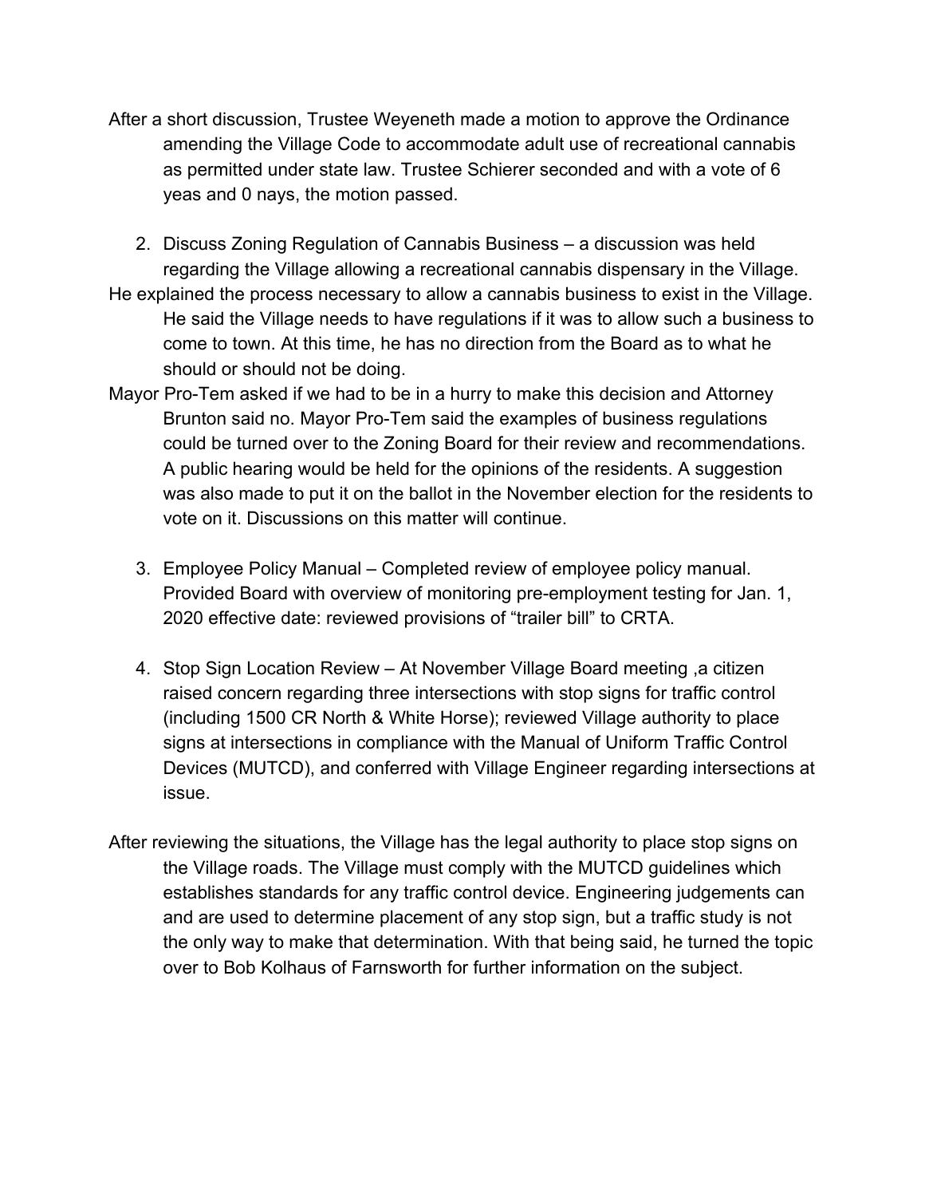After a short discussion, Trustee Weyeneth made a motion to approve the Ordinance amending the Village Code to accommodate adult use of recreational cannabis as permitted under state law. Trustee Schierer seconded and with a vote of 6 yeas and 0 nays, the motion passed.

2. Discuss Zoning Regulation of Cannabis Business – a discussion was held regarding the Village allowing a recreational cannabis dispensary in the Village.

He explained the process necessary to allow a cannabis business to exist in the Village. He said the Village needs to have regulations if it was to allow such a business to come to town. At this time, he has no direction from the Board as to what he should or should not be doing.

Mayor Pro-Tem asked if we had to be in a hurry to make this decision and Attorney Brunton said no. Mayor Pro-Tem said the examples of business regulations could be turned over to the Zoning Board for their review and recommendations. A public hearing would be held for the opinions of the residents. A suggestion was also made to put it on the ballot in the November election for the residents to vote on it. Discussions on this matter will continue.

3. Employee Policy Manual – Completed review of employee policy manual. Provided Board with overview of monitoring pre-employment testing for Jan. 1, 2020 effective date: reviewed provisions of "trailer bill" to CRTA.

4. Stop Sign Location Review – At November Village Board meeting ,a citizen raised concern regarding three intersections with stop signs for traffic control (including 1500 CR North & White Horse); reviewed Village authority to place signs at intersections in compliance with the Manual of Uniform Traffic Control Devices (MUTCD), and conferred with Village Engineer regarding intersections at issue.

After reviewing the situations, the Village has the legal authority to place stop signs on the Village roads. The Village must comply with the MUTCD guidelines which establishes standards for any traffic control device. Engineering judgements can and are used to determine placement of any stop sign, but a traffic study is not the only way to make that determination. With that being said, he turned the topic over to Bob Kolhaus of Farnsworth for further information on the subject.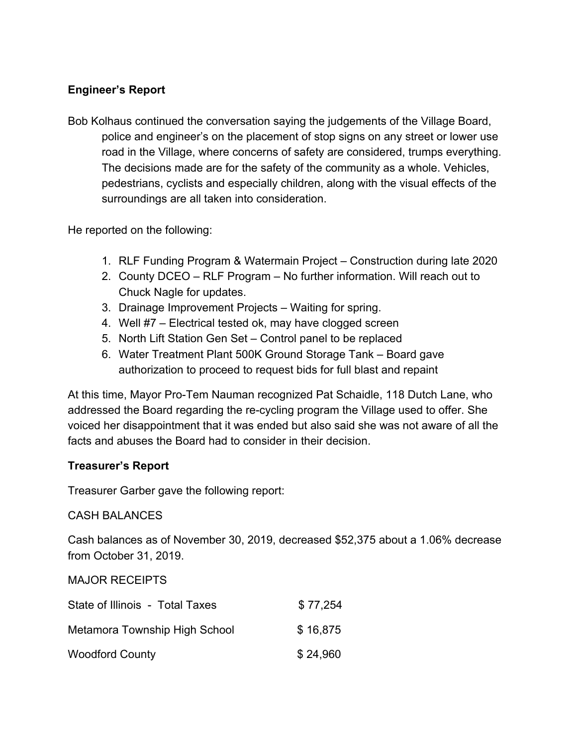**Engineer's Report**

Bob Kolhaus continued the conversation saying the judgements of the Village Board, police and engineer's on the placement of stop signs on any street or lower use road in the Village, where concerns of safety are considered, trumps everything. The decisions made are for the safety of the community as a whole. Vehicles, pedestrians, cyclists and especially children, along with the visual effects of the surroundings are all taken into consideration.

He reported on the following:

1. RLF Funding Program & Watermain Project – Construction during late 2020
2. County DCEO – RLF Program – No further information. Will reach out to Chuck Nagle for updates.
3. Drainage Improvement Projects – Waiting for spring.
4. Well #7 – Electrical tested ok, may have clogged screen
5. North Lift Station Gen Set – Control panel to be replaced
6. Water Treatment Plant 500K Ground Storage Tank – Board gave authorization to proceed to request bids for full blast and repaint

At this time, Mayor Pro-Tem Nauman recognized Pat Schaidle, 118 Dutch Lane, who addressed the Board regarding the re-cycling program the Village used to offer. She voiced her disappointment that it was ended but also said she was not aware of all the facts and abuses the Board had to consider in their decision.

**Treasurer's Report**

Treasurer Garber gave the following report:

CASH BALANCES

Cash balances as of November 30, 2019, decreased $52,375 about a 1.06% decrease from October 31, 2019.

MAJOR RECEIPTS

| | |
|---|---|
| State of Illinois - Total Taxes | $ 77,254 |
| Metamora Township High School | $ 16,875 |
| Woodford County | $ 24,960 |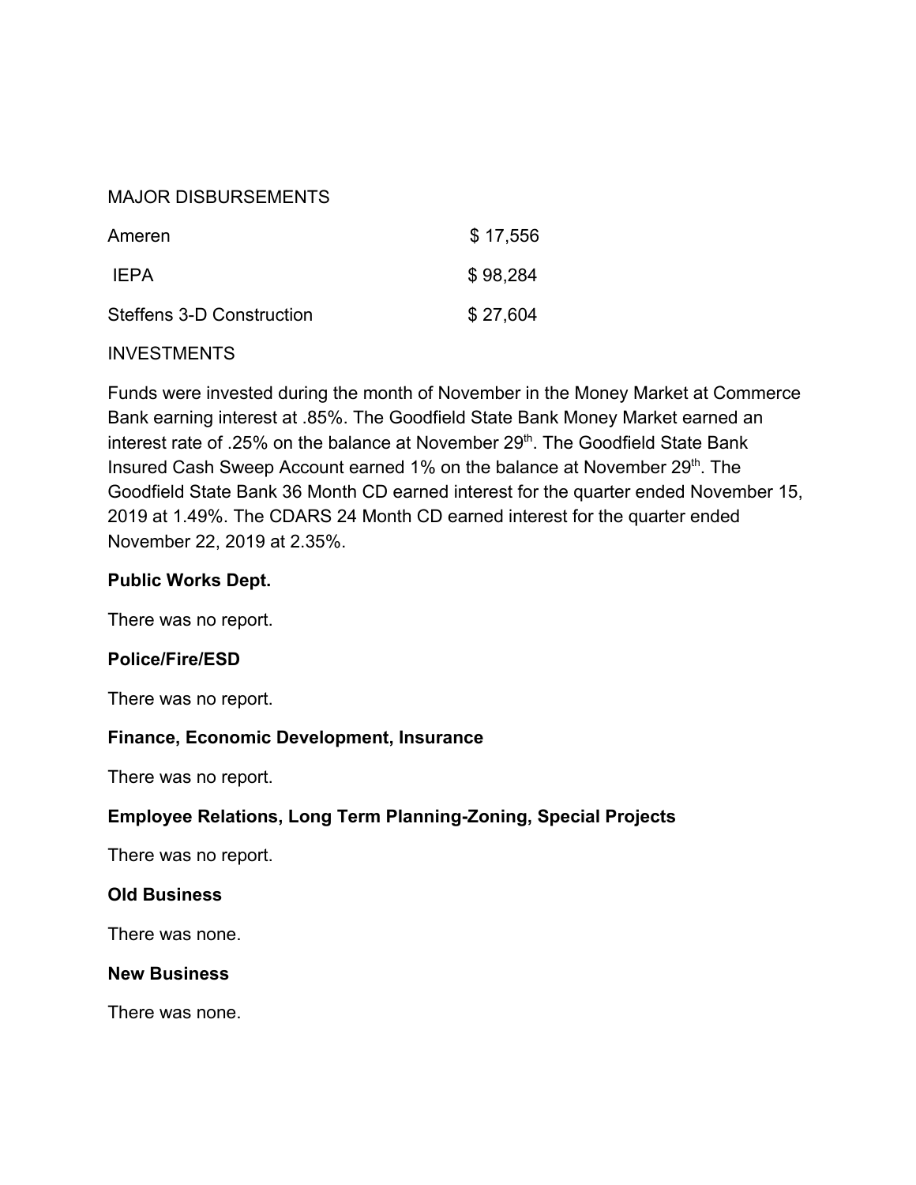MAJOR DISBURSEMENTS

| | |
|---|---|
| Ameren | $ 17,556 |
| IEPA | $ 98,284 |
| Steffens 3-D Construction | $ 27,604 |

INVESTMENTS

Funds were invested during the month of November in the Money Market at Commerce Bank earning interest at .85%. The Goodfield State Bank Money Market earned an interest rate of .25% on the balance at November 29th. The Goodfield State Bank Insured Cash Sweep Account earned 1% on the balance at November 29th. The Goodfield State Bank 36 Month CD earned interest for the quarter ended November 15, 2019 at 1.49%. The CDARS 24 Month CD earned interest for the quarter ended November 22, 2019 at 2.35%.

**Public Works Dept.**

There was no report.

**Police/Fire/ESD**

There was no report.

**Finance, Economic Development, Insurance**

There was no report.

**Employee Relations, Long Term Planning-Zoning, Special Projects**

There was no report.

**Old Business**

There was none.

**New Business**

There was none.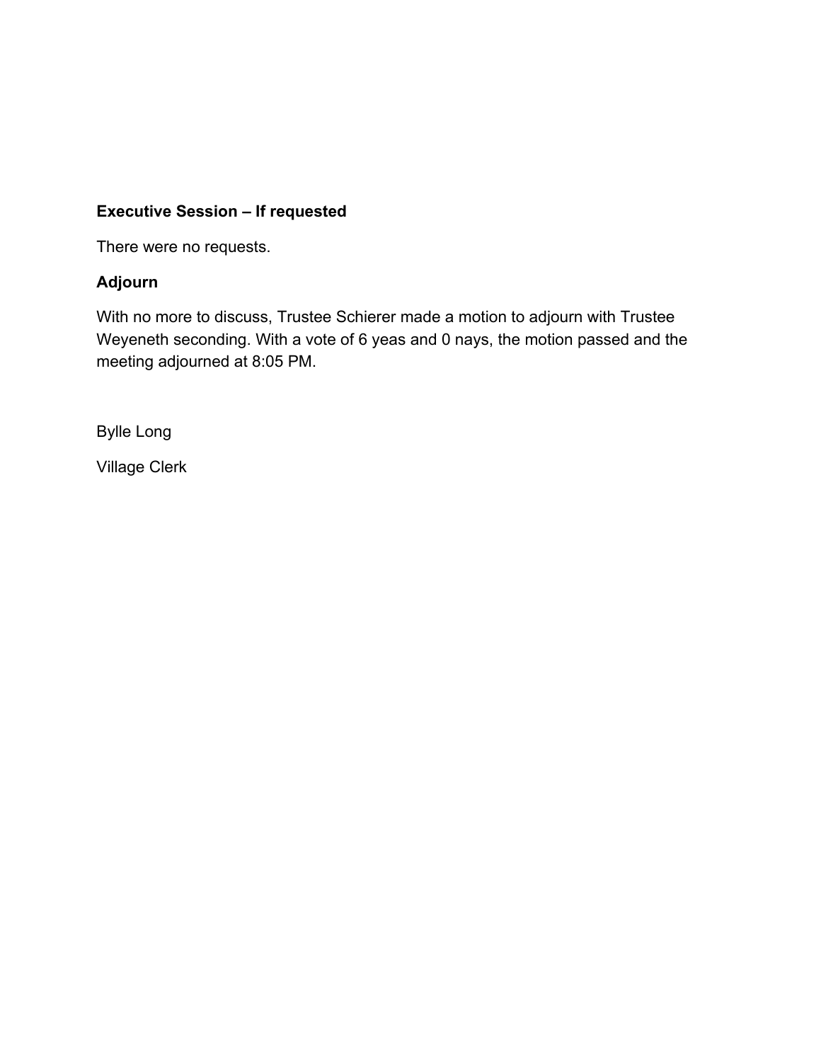**Executive Session – If requested**

There were no requests.

**Adjourn**

With no more to discuss, Trustee Schierer made a motion to adjourn with Trustee Weyeneth seconding. With a vote of 6 yeas and 0 nays, the motion passed and the meeting adjourned at 8:05 PM.

Bylle Long

Village Clerk